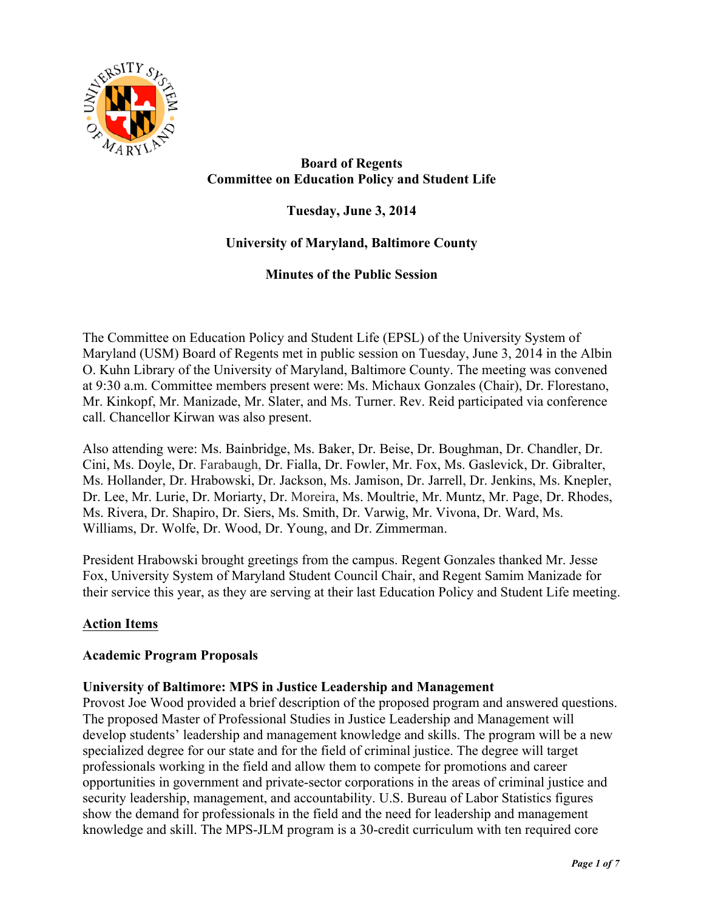**Board of Regents**
**Committee on Education Policy and Student Life**

**Tuesday, June 3, 2014**

**University of Maryland, Baltimore County**

**Minutes of the Public Session**

The Committee on Education Policy and Student Life (EPSL) of the University System of Maryland (USM) Board of Regents met in public session on Tuesday, June 3, 2014 in the Albin O. Kuhn Library of the University of Maryland, Baltimore County. The meeting was convened at 9:30 a.m. Committee members present were: Ms. Michaux Gonzales (Chair), Dr. Florestano, Mr. Kinkopf, Mr. Manizade, Mr. Slater, and Ms. Turner. Rev. Reid participated via conference call. Chancellor Kirwan was also present.

Also attending were: Ms. Bainbridge, Ms. Baker, Dr. Beise, Dr. Boughman, Dr. Chandler, Dr. Cini, Ms. Doyle, Dr. Farabaugh, Dr. Fialla, Dr. Fowler, Mr. Fox, Ms. Gaslevick, Dr. Gibralter, Ms. Hollander, Dr. Hrabowski, Dr. Jackson, Ms. Jamison, Dr. Jarrell, Dr. Jenkins, Ms. Knepler, Dr. Lee, Mr. Lurie, Dr. Moriarty, Dr. Moreira, Ms. Moultrie, Mr. Muntz, Mr. Page, Dr. Rhodes, Ms. Rivera, Dr. Shapiro, Dr. Siers, Ms. Smith, Dr. Varwig, Mr. Vivona, Dr. Ward, Ms. Williams, Dr. Wolfe, Dr. Wood, Dr. Young, and Dr. Zimmerman.

President Hrabowski brought greetings from the campus. Regent Gonzales thanked Mr. Jesse Fox, University System of Maryland Student Council Chair, and Regent Samim Manizade for their service this year, as they are serving at their last Education Policy and Student Life meeting.

**Action Items**

**Academic Program Proposals**

**University of Baltimore: MPS in Justice Leadership and Management**

Provost Joe Wood provided a brief description of the proposed program and answered questions. The proposed Master of Professional Studies in Justice Leadership and Management will develop students' leadership and management knowledge and skills. The program will be a new specialized degree for our state and for the field of criminal justice. The degree will target professionals working in the field and allow them to compete for promotions and career opportunities in government and private-sector corporations in the areas of criminal justice and security leadership, management, and accountability. U.S. Bureau of Labor Statistics figures show the demand for professionals in the field and the need for leadership and management knowledge and skill. The MPS-JLM program is a 30-credit curriculum with ten required core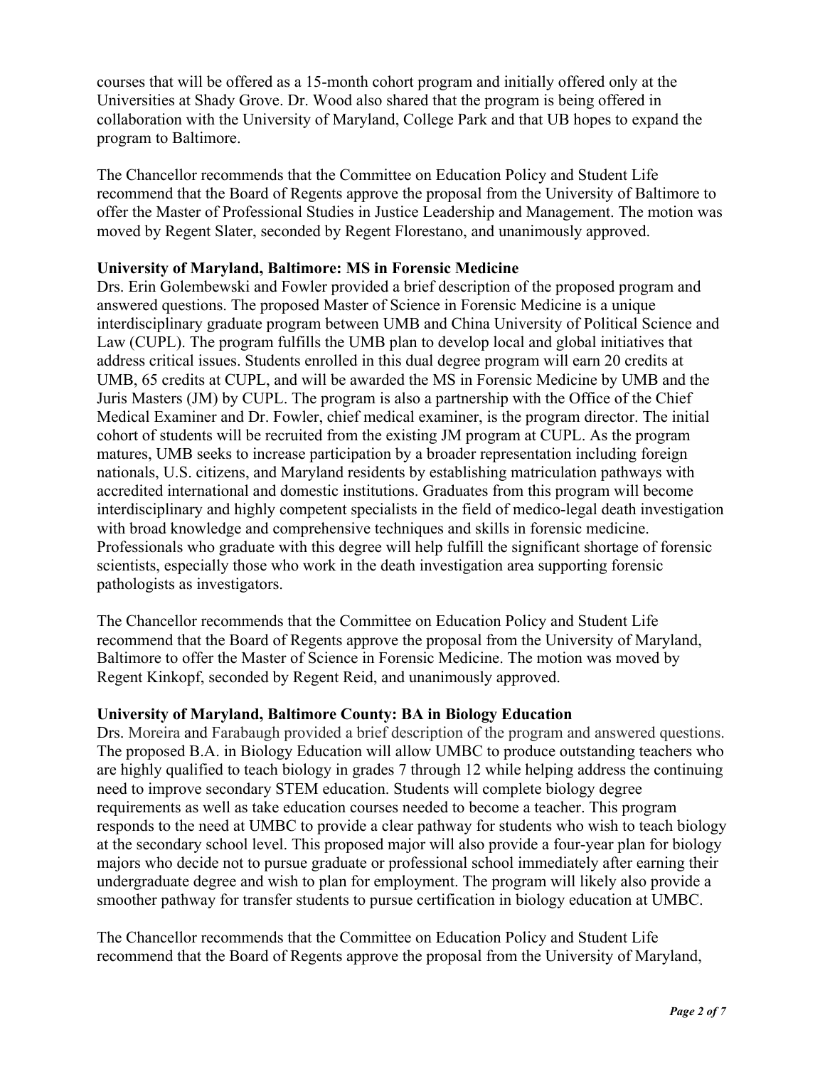courses that will be offered as a 15-month cohort program and initially offered only at the Universities at Shady Grove. Dr. Wood also shared that the program is being offered in collaboration with the University of Maryland, College Park and that UB hopes to expand the program to Baltimore.

The Chancellor recommends that the Committee on Education Policy and Student Life recommend that the Board of Regents approve the proposal from the University of Baltimore to offer the Master of Professional Studies in Justice Leadership and Management. The motion was moved by Regent Slater, seconded by Regent Florestano, and unanimously approved.

**University of Maryland, Baltimore: MS in Forensic Medicine**

Drs. Erin Golembewski and Fowler provided a brief description of the proposed program and answered questions. The proposed Master of Science in Forensic Medicine is a unique interdisciplinary graduate program between UMB and China University of Political Science and Law (CUPL). The program fulfills the UMB plan to develop local and global initiatives that address critical issues. Students enrolled in this dual degree program will earn 20 credits at UMB, 65 credits at CUPL, and will be awarded the MS in Forensic Medicine by UMB and the Juris Masters (JM) by CUPL. The program is also a partnership with the Office of the Chief Medical Examiner and Dr. Fowler, chief medical examiner, is the program director. The initial cohort of students will be recruited from the existing JM program at CUPL. As the program matures, UMB seeks to increase participation by a broader representation including foreign nationals, U.S. citizens, and Maryland residents by establishing matriculation pathways with accredited international and domestic institutions. Graduates from this program will become interdisciplinary and highly competent specialists in the field of medico-legal death investigation with broad knowledge and comprehensive techniques and skills in forensic medicine. Professionals who graduate with this degree will help fulfill the significant shortage of forensic scientists, especially those who work in the death investigation area supporting forensic pathologists as investigators.

The Chancellor recommends that the Committee on Education Policy and Student Life recommend that the Board of Regents approve the proposal from the University of Maryland, Baltimore to offer the Master of Science in Forensic Medicine. The motion was moved by Regent Kinkopf, seconded by Regent Reid, and unanimously approved.

**University of Maryland, Baltimore County: BA in Biology Education**

Drs. Moreira and Farabaugh provided a brief description of the program and answered questions. The proposed B.A. in Biology Education will allow UMBC to produce outstanding teachers who are highly qualified to teach biology in grades 7 through 12 while helping address the continuing need to improve secondary STEM education. Students will complete biology degree requirements as well as take education courses needed to become a teacher. This program responds to the need at UMBC to provide a clear pathway for students who wish to teach biology at the secondary school level. This proposed major will also provide a four-year plan for biology majors who decide not to pursue graduate or professional school immediately after earning their undergraduate degree and wish to plan for employment. The program will likely also provide a smoother pathway for transfer students to pursue certification in biology education at UMBC.

The Chancellor recommends that the Committee on Education Policy and Student Life recommend that the Board of Regents approve the proposal from the University of Maryland,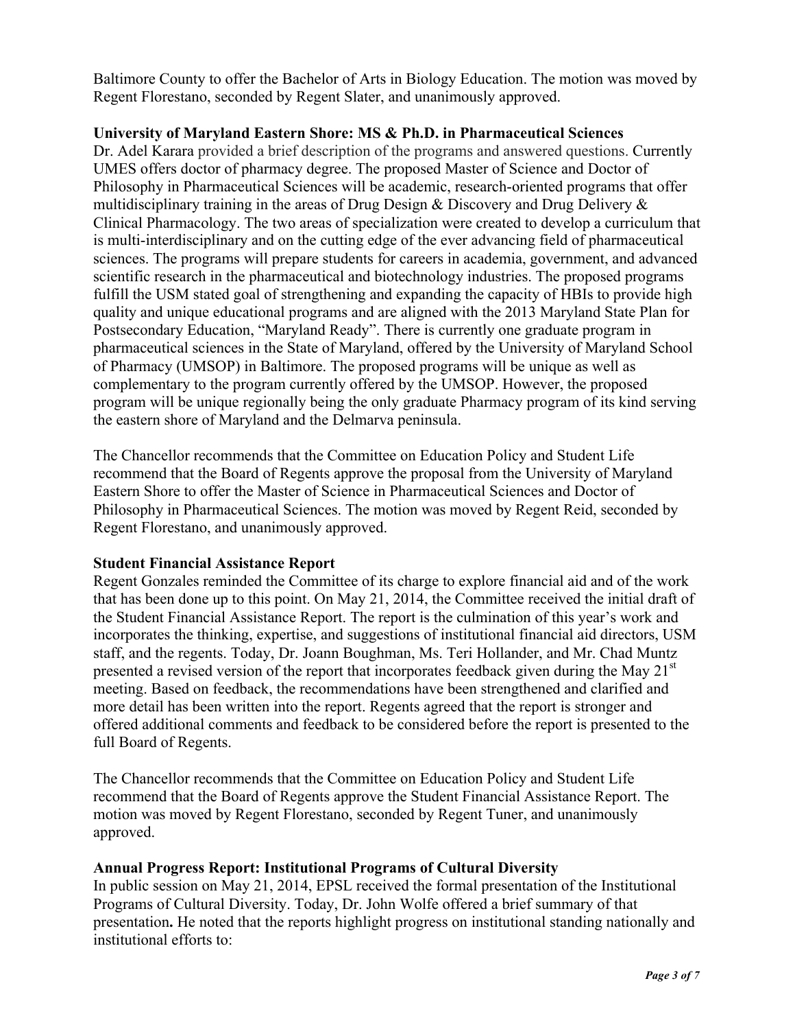Baltimore County to offer the Bachelor of Arts in Biology Education. The motion was moved by Regent Florestano, seconded by Regent Slater, and unanimously approved.

**University of Maryland Eastern Shore: MS & Ph.D. in Pharmaceutical Sciences**
Dr. Adel Karara provided a brief description of the programs and answered questions. Currently UMES offers doctor of pharmacy degree. The proposed Master of Science and Doctor of Philosophy in Pharmaceutical Sciences will be academic, research-oriented programs that offer multidisciplinary training in the areas of Drug Design & Discovery and Drug Delivery & Clinical Pharmacology. The two areas of specialization were created to develop a curriculum that is multi-interdisciplinary and on the cutting edge of the ever advancing field of pharmaceutical sciences. The programs will prepare students for careers in academia, government, and advanced scientific research in the pharmaceutical and biotechnology industries. The proposed programs fulfill the USM stated goal of strengthening and expanding the capacity of HBIs to provide high quality and unique educational programs and are aligned with the 2013 Maryland State Plan for Postsecondary Education, "Maryland Ready". There is currently one graduate program in pharmaceutical sciences in the State of Maryland, offered by the University of Maryland School of Pharmacy (UMSOP) in Baltimore. The proposed programs will be unique as well as complementary to the program currently offered by the UMSOP. However, the proposed program will be unique regionally being the only graduate Pharmacy program of its kind serving the eastern shore of Maryland and the Delmarva peninsula.

The Chancellor recommends that the Committee on Education Policy and Student Life recommend that the Board of Regents approve the proposal from the University of Maryland Eastern Shore to offer the Master of Science in Pharmaceutical Sciences and Doctor of Philosophy in Pharmaceutical Sciences. The motion was moved by Regent Reid, seconded by Regent Florestano, and unanimously approved.

**Student Financial Assistance Report**
Regent Gonzales reminded the Committee of its charge to explore financial aid and of the work that has been done up to this point. On May 21, 2014, the Committee received the initial draft of the Student Financial Assistance Report. The report is the culmination of this year's work and incorporates the thinking, expertise, and suggestions of institutional financial aid directors, USM staff, and the regents. Today, Dr. Joann Boughman, Ms. Teri Hollander, and Mr. Chad Muntz presented a revised version of the report that incorporates feedback given during the May 21st meeting. Based on feedback, the recommendations have been strengthened and clarified and more detail has been written into the report. Regents agreed that the report is stronger and offered additional comments and feedback to be considered before the report is presented to the full Board of Regents.

The Chancellor recommends that the Committee on Education Policy and Student Life recommend that the Board of Regents approve the Student Financial Assistance Report. The motion was moved by Regent Florestano, seconded by Regent Tuner, and unanimously approved.

**Annual Progress Report: Institutional Programs of Cultural Diversity**
In public session on May 21, 2014, EPSL received the formal presentation of the Institutional Programs of Cultural Diversity. Today, Dr. John Wolfe offered a brief summary of that presentation**.** He noted that the reports highlight progress on institutional standing nationally and institutional efforts to: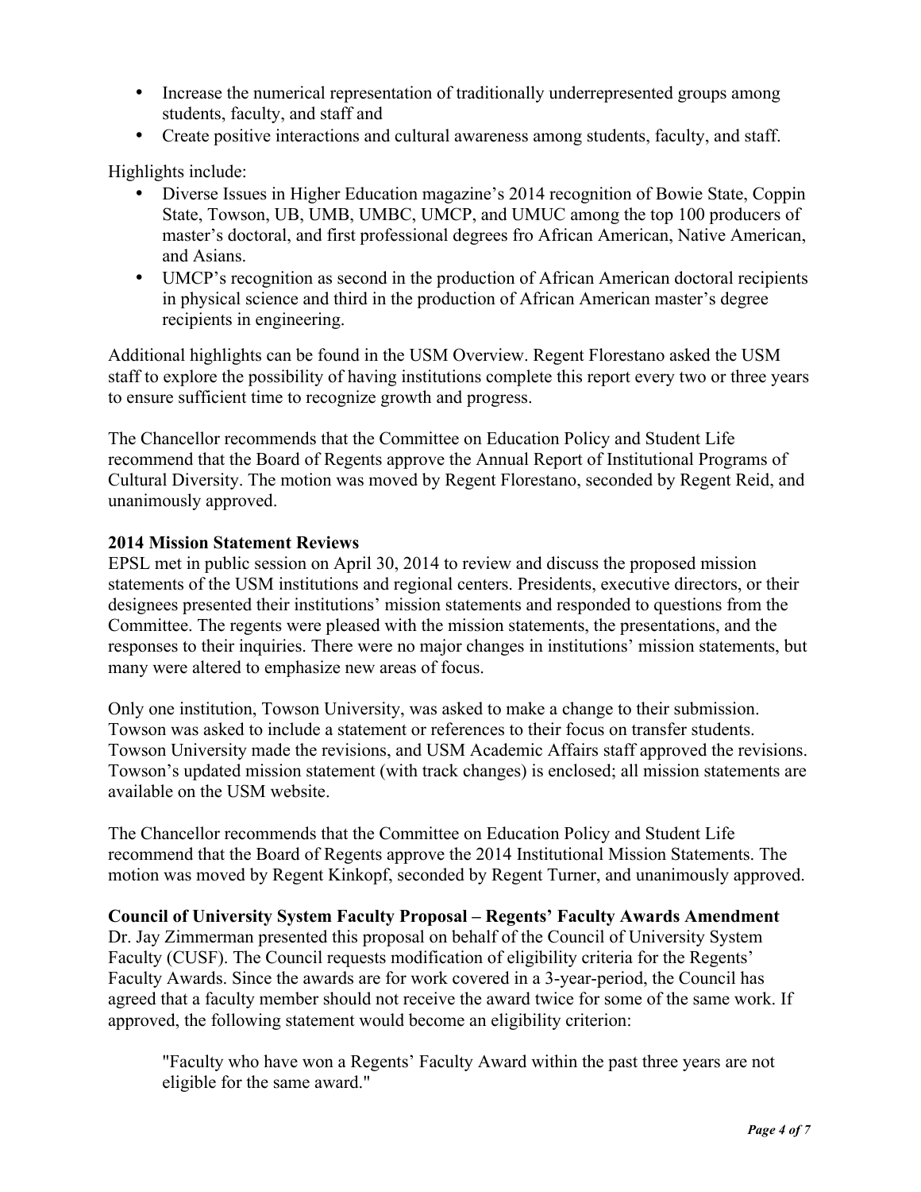- Increase the numerical representation of traditionally underrepresented groups among students, faculty, and staff and
- Create positive interactions and cultural awareness among students, faculty, and staff.

Highlights include:

- Diverse Issues in Higher Education magazine's 2014 recognition of Bowie State, Coppin State, Towson, UB, UMB, UMBC, UMCP, and UMUC among the top 100 producers of master's doctoral, and first professional degrees fro African American, Native American, and Asians.
- UMCP's recognition as second in the production of African American doctoral recipients in physical science and third in the production of African American master's degree recipients in engineering.

Additional highlights can be found in the USM Overview. Regent Florestano asked the USM staff to explore the possibility of having institutions complete this report every two or three years to ensure sufficient time to recognize growth and progress.

The Chancellor recommends that the Committee on Education Policy and Student Life recommend that the Board of Regents approve the Annual Report of Institutional Programs of Cultural Diversity. The motion was moved by Regent Florestano, seconded by Regent Reid, and unanimously approved.

**2014 Mission Statement Reviews**

EPSL met in public session on April 30, 2014 to review and discuss the proposed mission statements of the USM institutions and regional centers. Presidents, executive directors, or their designees presented their institutions' mission statements and responded to questions from the Committee. The regents were pleased with the mission statements, the presentations, and the responses to their inquiries. There were no major changes in institutions' mission statements, but many were altered to emphasize new areas of focus.

Only one institution, Towson University, was asked to make a change to their submission. Towson was asked to include a statement or references to their focus on transfer students. Towson University made the revisions, and USM Academic Affairs staff approved the revisions. Towson's updated mission statement (with track changes) is enclosed; all mission statements are available on the USM website.

The Chancellor recommends that the Committee on Education Policy and Student Life recommend that the Board of Regents approve the 2014 Institutional Mission Statements. The motion was moved by Regent Kinkopf, seconded by Regent Turner, and unanimously approved.

**Council of University System Faculty Proposal – Regents' Faculty Awards Amendment**

Dr. Jay Zimmerman presented this proposal on behalf of the Council of University System Faculty (CUSF). The Council requests modification of eligibility criteria for the Regents' Faculty Awards. Since the awards are for work covered in a 3-year-period, the Council has agreed that a faculty member should not receive the award twice for some of the same work. If approved, the following statement would become an eligibility criterion:

> "Faculty who have won a Regents' Faculty Award within the past three years are not eligible for the same award."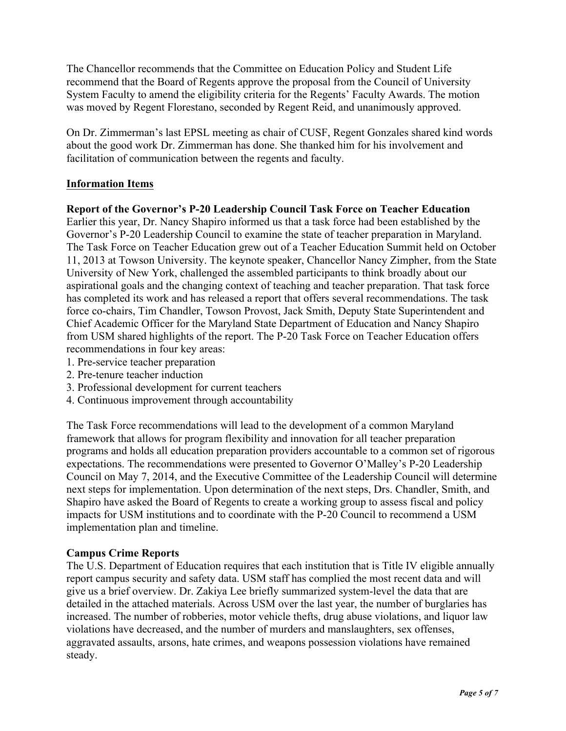The Chancellor recommends that the Committee on Education Policy and Student Life recommend that the Board of Regents approve the proposal from the Council of University System Faculty to amend the eligibility criteria for the Regents' Faculty Awards. The motion was moved by Regent Florestano, seconded by Regent Reid, and unanimously approved.

On Dr. Zimmerman's last EPSL meeting as chair of CUSF, Regent Gonzales shared kind words about the good work Dr. Zimmerman has done. She thanked him for his involvement and facilitation of communication between the regents and faculty.

## Information Items

**Report of the Governor's P-20 Leadership Council Task Force on Teacher Education**
Earlier this year, Dr. Nancy Shapiro informed us that a task force had been established by the Governor's P-20 Leadership Council to examine the state of teacher preparation in Maryland. The Task Force on Teacher Education grew out of a Teacher Education Summit held on October 11, 2013 at Towson University. The keynote speaker, Chancellor Nancy Zimpher, from the State University of New York, challenged the assembled participants to think broadly about our aspirational goals and the changing context of teaching and teacher preparation. That task force has completed its work and has released a report that offers several recommendations. The task force co-chairs, Tim Chandler, Towson Provost, Jack Smith, Deputy State Superintendent and Chief Academic Officer for the Maryland State Department of Education and Nancy Shapiro from USM shared highlights of the report. The P-20 Task Force on Teacher Education offers recommendations in four key areas:

1. Pre-service teacher preparation
2. Pre-tenure teacher induction
3. Professional development for current teachers
4. Continuous improvement through accountability

The Task Force recommendations will lead to the development of a common Maryland framework that allows for program flexibility and innovation for all teacher preparation programs and holds all education preparation providers accountable to a common set of rigorous expectations. The recommendations were presented to Governor O'Malley's P-20 Leadership Council on May 7, 2014, and the Executive Committee of the Leadership Council will determine next steps for implementation. Upon determination of the next steps, Drs. Chandler, Smith, and Shapiro have asked the Board of Regents to create a working group to assess fiscal and policy impacts for USM institutions and to coordinate with the P-20 Council to recommend a USM implementation plan and timeline.

**Campus Crime Reports**
The U.S. Department of Education requires that each institution that is Title IV eligible annually report campus security and safety data. USM staff has complied the most recent data and will give us a brief overview. Dr. Zakiya Lee briefly summarized system-level the data that are detailed in the attached materials. Across USM over the last year, the number of burglaries has increased. The number of robberies, motor vehicle thefts, drug abuse violations, and liquor law violations have decreased, and the number of murders and manslaughters, sex offenses, aggravated assaults, arsons, hate crimes, and weapons possession violations have remained steady.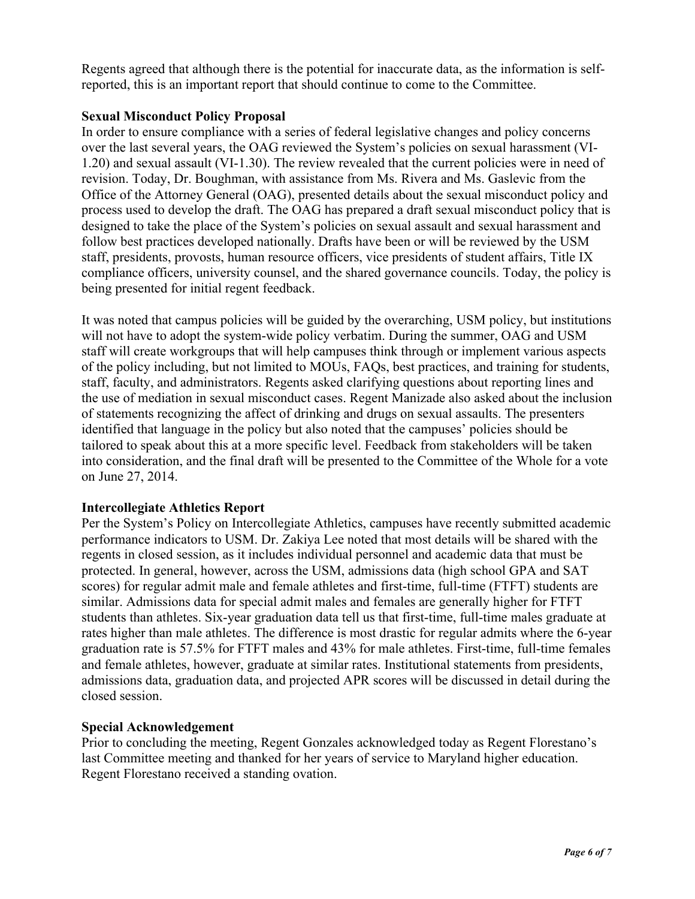Regents agreed that although there is the potential for inaccurate data, as the information is self-reported, this is an important report that should continue to come to the Committee.

**Sexual Misconduct Policy Proposal**

In order to ensure compliance with a series of federal legislative changes and policy concerns over the last several years, the OAG reviewed the System's policies on sexual harassment (VI-1.20) and sexual assault (VI-1.30). The review revealed that the current policies were in need of revision. Today, Dr. Boughman, with assistance from Ms. Rivera and Ms. Gaslevic from the Office of the Attorney General (OAG), presented details about the sexual misconduct policy and process used to develop the draft. The OAG has prepared a draft sexual misconduct policy that is designed to take the place of the System's policies on sexual assault and sexual harassment and follow best practices developed nationally. Drafts have been or will be reviewed by the USM staff, presidents, provosts, human resource officers, vice presidents of student affairs, Title IX compliance officers, university counsel, and the shared governance councils. Today, the policy is being presented for initial regent feedback.

It was noted that campus policies will be guided by the overarching, USM policy, but institutions will not have to adopt the system-wide policy verbatim. During the summer, OAG and USM staff will create workgroups that will help campuses think through or implement various aspects of the policy including, but not limited to MOUs, FAQs, best practices, and training for students, staff, faculty, and administrators. Regents asked clarifying questions about reporting lines and the use of mediation in sexual misconduct cases. Regent Manizade also asked about the inclusion of statements recognizing the affect of drinking and drugs on sexual assaults. The presenters identified that language in the policy but also noted that the campuses' policies should be tailored to speak about this at a more specific level. Feedback from stakeholders will be taken into consideration, and the final draft will be presented to the Committee of the Whole for a vote on June 27, 2014.

**Intercollegiate Athletics Report**

Per the System's Policy on Intercollegiate Athletics, campuses have recently submitted academic performance indicators to USM. Dr. Zakiya Lee noted that most details will be shared with the regents in closed session, as it includes individual personnel and academic data that must be protected. In general, however, across the USM, admissions data (high school GPA and SAT scores) for regular admit male and female athletes and first-time, full-time (FTFT) students are similar. Admissions data for special admit males and females are generally higher for FTFT students than athletes. Six-year graduation data tell us that first-time, full-time males graduate at rates higher than male athletes. The difference is most drastic for regular admits where the 6-year graduation rate is 57.5% for FTFT males and 43% for male athletes. First-time, full-time females and female athletes, however, graduate at similar rates. Institutional statements from presidents, admissions data, graduation data, and projected APR scores will be discussed in detail during the closed session.

**Special Acknowledgement**

Prior to concluding the meeting, Regent Gonzales acknowledged today as Regent Florestano's last Committee meeting and thanked for her years of service to Maryland higher education. Regent Florestano received a standing ovation.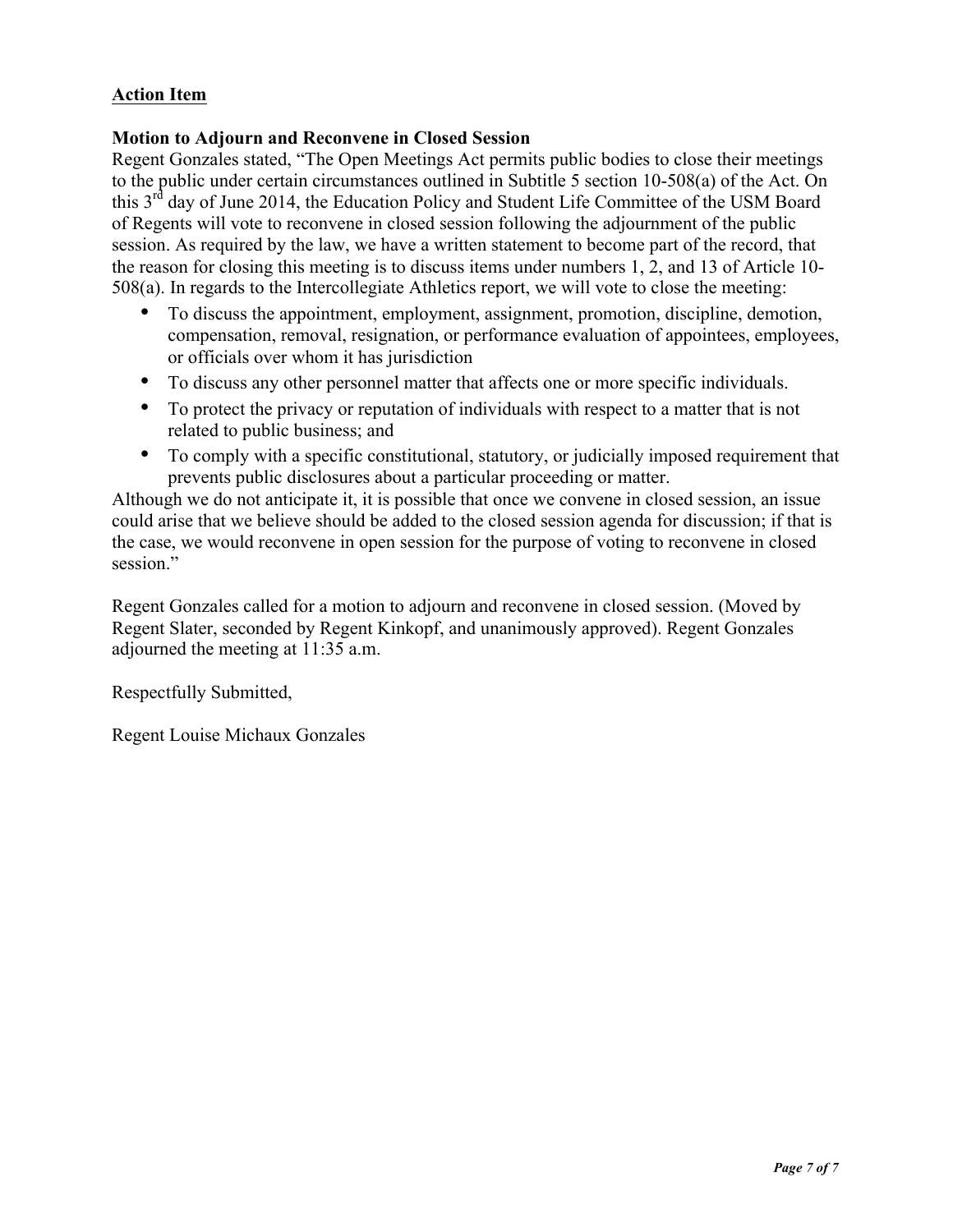**<u>Action Item</u>**

**Motion to Adjourn and Reconvene in Closed Session**

Regent Gonzales stated, "The Open Meetings Act permits public bodies to close their meetings to the public under certain circumstances outlined in Subtitle 5 section 10-508(a) of the Act. On this 3rd day of June 2014, the Education Policy and Student Life Committee of the USM Board of Regents will vote to reconvene in closed session following the adjournment of the public session. As required by the law, we have a written statement to become part of the record, that the reason for closing this meeting is to discuss items under numbers 1, 2, and 13 of Article 10-508(a). In regards to the Intercollegiate Athletics report, we will vote to close the meeting:

- To discuss the appointment, employment, assignment, promotion, discipline, demotion, compensation, removal, resignation, or performance evaluation of appointees, employees, or officials over whom it has jurisdiction
- To discuss any other personnel matter that affects one or more specific individuals.
- To protect the privacy or reputation of individuals with respect to a matter that is not related to public business; and
- To comply with a specific constitutional, statutory, or judicially imposed requirement that prevents public disclosures about a particular proceeding or matter.

Although we do not anticipate it, it is possible that once we convene in closed session, an issue could arise that we believe should be added to the closed session agenda for discussion; if that is the case, we would reconvene in open session for the purpose of voting to reconvene in closed session."

Regent Gonzales called for a motion to adjourn and reconvene in closed session. (Moved by Regent Slater, seconded by Regent Kinkopf, and unanimously approved). Regent Gonzales adjourned the meeting at 11:35 a.m.

Respectfully Submitted,

Regent Louise Michaux Gonzales